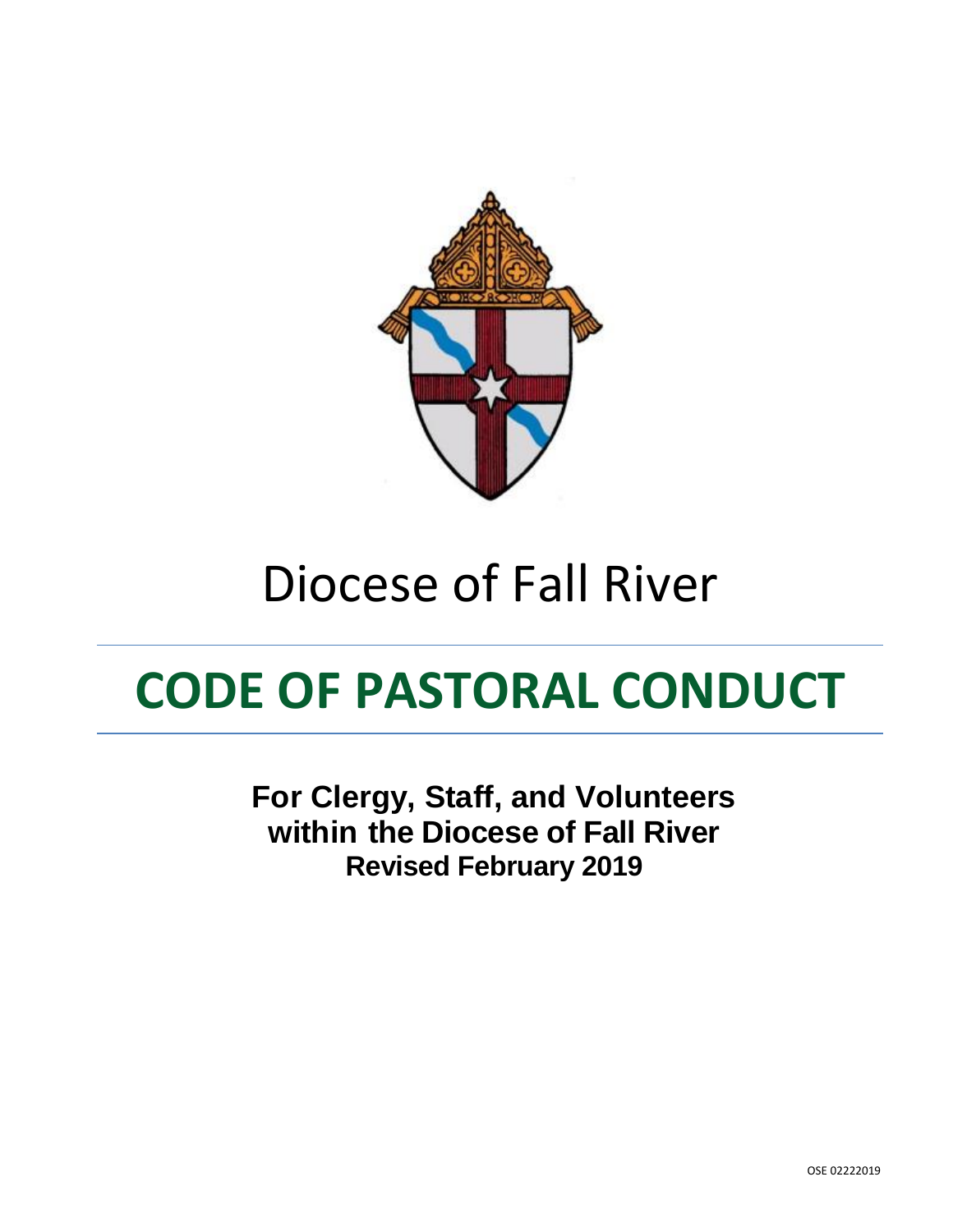# Diocese of Fall River

# CODE OF PASTORAL CONDUCT

**For Clergy, Staff, and Volunteers within the Diocese of Fall River**
**Revised February 2019**

OSE 02222019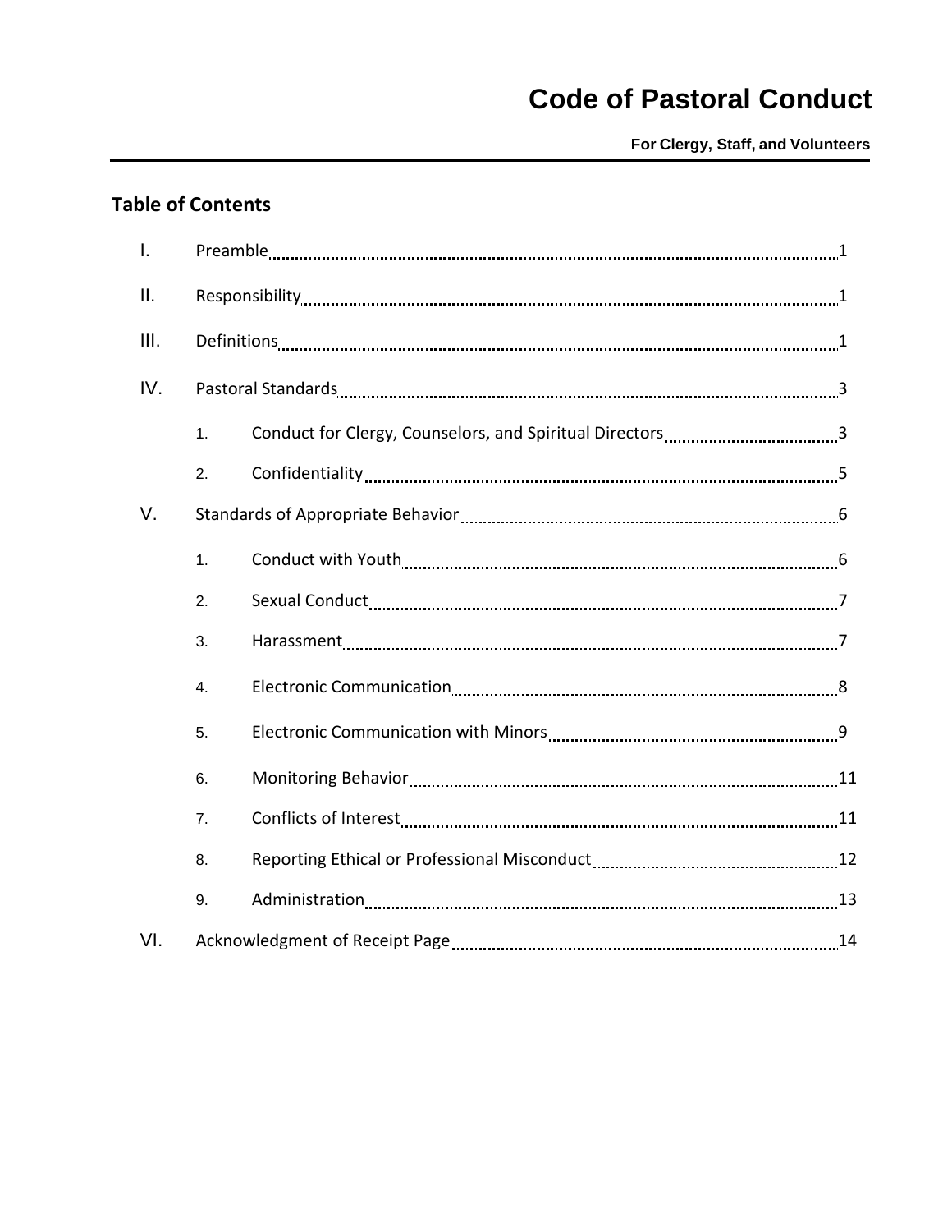# Code of Pastoral Conduct

**For Clergy, Staff, and Volunteers**

## Table of Contents

I. Preamble ..... 1

II. Responsibility ..... 1

III. Definitions ..... 1

IV. Pastoral Standards ..... 3

1. Conduct for Clergy, Counselors, and Spiritual Directors ..... 3
2. Confidentiality ..... 5

V. Standards of Appropriate Behavior ..... 6

1. Conduct with Youth ..... 6
2. Sexual Conduct ..... 7
3. Harassment ..... 7
4. Electronic Communication ..... 8
5. Electronic Communication with Minors ..... 9
6. Monitoring Behavior ..... 11
7. Conflicts of Interest ..... 11
8. Reporting Ethical or Professional Misconduct ..... 12
9. Administration ..... 13

VI. Acknowledgment of Receipt Page ..... 14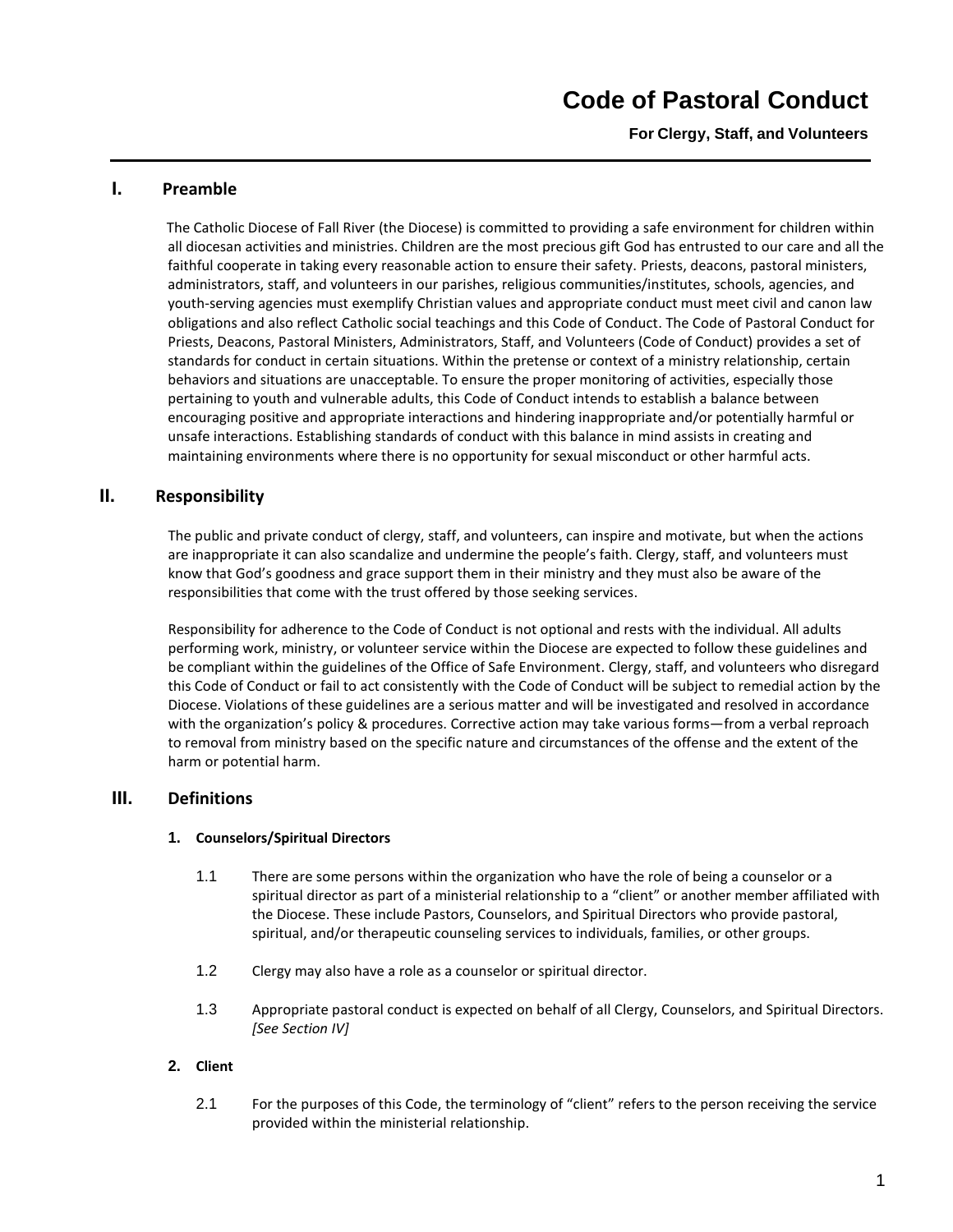# Code of Pastoral Conduct

**For Clergy, Staff, and Volunteers**

## I. Preamble

The Catholic Diocese of Fall River (the Diocese) is committed to providing a safe environment for children within all diocesan activities and ministries. Children are the most precious gift God has entrusted to our care and all the faithful cooperate in taking every reasonable action to ensure their safety. Priests, deacons, pastoral ministers, administrators, staff, and volunteers in our parishes, religious communities/institutes, schools, agencies, and youth-serving agencies must exemplify Christian values and appropriate conduct must meet civil and canon law obligations and also reflect Catholic social teachings and this Code of Conduct. The Code of Pastoral Conduct for Priests, Deacons, Pastoral Ministers, Administrators, Staff, and Volunteers (Code of Conduct) provides a set of standards for conduct in certain situations. Within the pretense or context of a ministry relationship, certain behaviors and situations are unacceptable. To ensure the proper monitoring of activities, especially those pertaining to youth and vulnerable adults, this Code of Conduct intends to establish a balance between encouraging positive and appropriate interactions and hindering inappropriate and/or potentially harmful or unsafe interactions. Establishing standards of conduct with this balance in mind assists in creating and maintaining environments where there is no opportunity for sexual misconduct or other harmful acts.

## II. Responsibility

The public and private conduct of clergy, staff, and volunteers, can inspire and motivate, but when the actions are inappropriate it can also scandalize and undermine the people's faith. Clergy, staff, and volunteers must know that God's goodness and grace support them in their ministry and they must also be aware of the responsibilities that come with the trust offered by those seeking services.

Responsibility for adherence to the Code of Conduct is not optional and rests with the individual. All adults performing work, ministry, or volunteer service within the Diocese are expected to follow these guidelines and be compliant within the guidelines of the Office of Safe Environment. Clergy, staff, and volunteers who disregard this Code of Conduct or fail to act consistently with the Code of Conduct will be subject to remedial action by the Diocese. Violations of these guidelines are a serious matter and will be investigated and resolved in accordance with the organization's policy & procedures. Corrective action may take various forms—from a verbal reproach to removal from ministry based on the specific nature and circumstances of the offense and the extent of the harm or potential harm.

## III. Definitions

### 1. Counselors/Spiritual Directors

1.1 There are some persons within the organization who have the role of being a counselor or a spiritual director as part of a ministerial relationship to a "client" or another member affiliated with the Diocese. These include Pastors, Counselors, and Spiritual Directors who provide pastoral, spiritual, and/or therapeutic counseling services to individuals, families, or other groups.

1.2 Clergy may also have a role as a counselor or spiritual director.

1.3 Appropriate pastoral conduct is expected on behalf of all Clergy, Counselors, and Spiritual Directors. *[See Section IV]*

### 2. Client

2.1 For the purposes of this Code, the terminology of "client" refers to the person receiving the service provided within the ministerial relationship.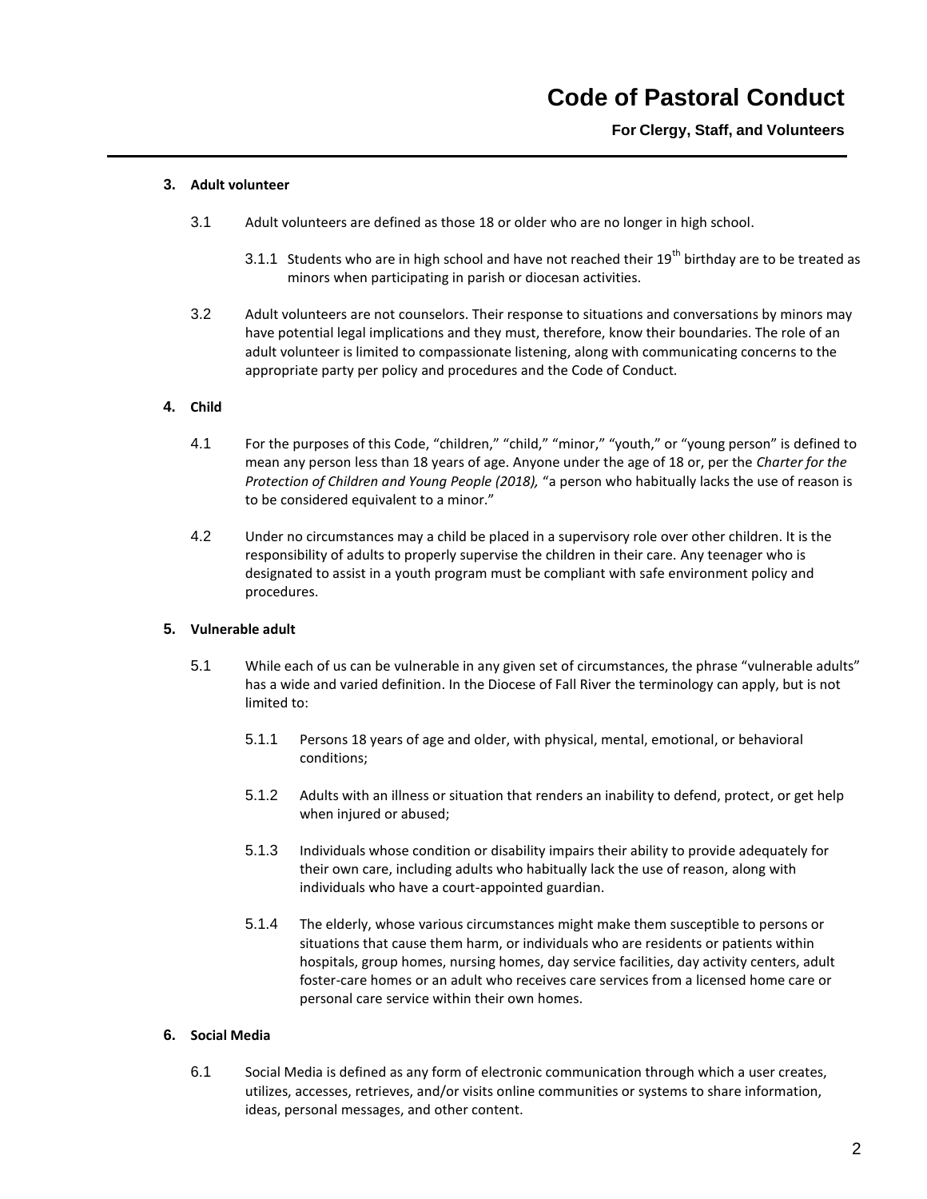**3. Adult volunteer**

3.1 Adult volunteers are defined as those 18 or older who are no longer in high school.

3.1.1 Students who are in high school and have not reached their 19th birthday are to be treated as minors when participating in parish or diocesan activities.

3.2 Adult volunteers are not counselors. Their response to situations and conversations by minors may have potential legal implications and they must, therefore, know their boundaries. The role of an adult volunteer is limited to compassionate listening, along with communicating concerns to the appropriate party per policy and procedures and the Code of Conduct.

**4. Child**

4.1 For the purposes of this Code, "children," "child," "minor," "youth," or "young person" is defined to mean any person less than 18 years of age. Anyone under the age of 18 or, per the *Charter for the Protection of Children and Young People (2018),* "a person who habitually lacks the use of reason is to be considered equivalent to a minor."

4.2 Under no circumstances may a child be placed in a supervisory role over other children. It is the responsibility of adults to properly supervise the children in their care. Any teenager who is designated to assist in a youth program must be compliant with safe environment policy and procedures.

**5. Vulnerable adult**

5.1 While each of us can be vulnerable in any given set of circumstances, the phrase "vulnerable adults" has a wide and varied definition. In the Diocese of Fall River the terminology can apply, but is not limited to:

5.1.1 Persons 18 years of age and older, with physical, mental, emotional, or behavioral conditions;

5.1.2 Adults with an illness or situation that renders an inability to defend, protect, or get help when injured or abused;

5.1.3 Individuals whose condition or disability impairs their ability to provide adequately for their own care, including adults who habitually lack the use of reason, along with individuals who have a court-appointed guardian.

5.1.4 The elderly, whose various circumstances might make them susceptible to persons or situations that cause them harm, or individuals who are residents or patients within hospitals, group homes, nursing homes, day service facilities, day activity centers, adult foster-care homes or an adult who receives care services from a licensed home care or personal care service within their own homes.

**6. Social Media**

6.1 Social Media is defined as any form of electronic communication through which a user creates, utilizes, accesses, retrieves, and/or visits online communities or systems to share information, ideas, personal messages, and other content.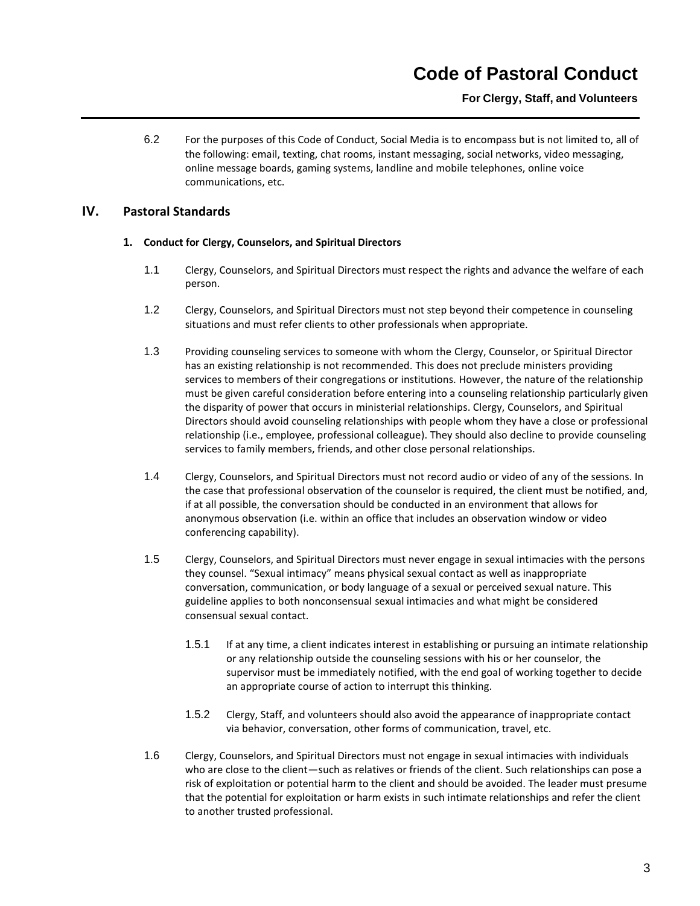6.2 For the purposes of this Code of Conduct, Social Media is to encompass but is not limited to, all of the following: email, texting, chat rooms, instant messaging, social networks, video messaging, online message boards, gaming systems, landline and mobile telephones, online voice communications, etc.

## IV. Pastoral Standards

### 1. Conduct for Clergy, Counselors, and Spiritual Directors

1.1 Clergy, Counselors, and Spiritual Directors must respect the rights and advance the welfare of each person.

1.2 Clergy, Counselors, and Spiritual Directors must not step beyond their competence in counseling situations and must refer clients to other professionals when appropriate.

1.3 Providing counseling services to someone with whom the Clergy, Counselor, or Spiritual Director has an existing relationship is not recommended. This does not preclude ministers providing services to members of their congregations or institutions. However, the nature of the relationship must be given careful consideration before entering into a counseling relationship particularly given the disparity of power that occurs in ministerial relationships. Clergy, Counselors, and Spiritual Directors should avoid counseling relationships with people whom they have a close or professional relationship (i.e., employee, professional colleague). They should also decline to provide counseling services to family members, friends, and other close personal relationships.

1.4 Clergy, Counselors, and Spiritual Directors must not record audio or video of any of the sessions. In the case that professional observation of the counselor is required, the client must be notified, and, if at all possible, the conversation should be conducted in an environment that allows for anonymous observation (i.e. within an office that includes an observation window or video conferencing capability).

1.5 Clergy, Counselors, and Spiritual Directors must never engage in sexual intimacies with the persons they counsel. "Sexual intimacy" means physical sexual contact as well as inappropriate conversation, communication, or body language of a sexual or perceived sexual nature. This guideline applies to both nonconsensual sexual intimacies and what might be considered consensual sexual contact.

1.5.1 If at any time, a client indicates interest in establishing or pursuing an intimate relationship or any relationship outside the counseling sessions with his or her counselor, the supervisor must be immediately notified, with the end goal of working together to decide an appropriate course of action to interrupt this thinking.

1.5.2 Clergy, Staff, and volunteers should also avoid the appearance of inappropriate contact via behavior, conversation, other forms of communication, travel, etc.

1.6 Clergy, Counselors, and Spiritual Directors must not engage in sexual intimacies with individuals who are close to the client—such as relatives or friends of the client. Such relationships can pose a risk of exploitation or potential harm to the client and should be avoided. The leader must presume that the potential for exploitation or harm exists in such intimate relationships and refer the client to another trusted professional.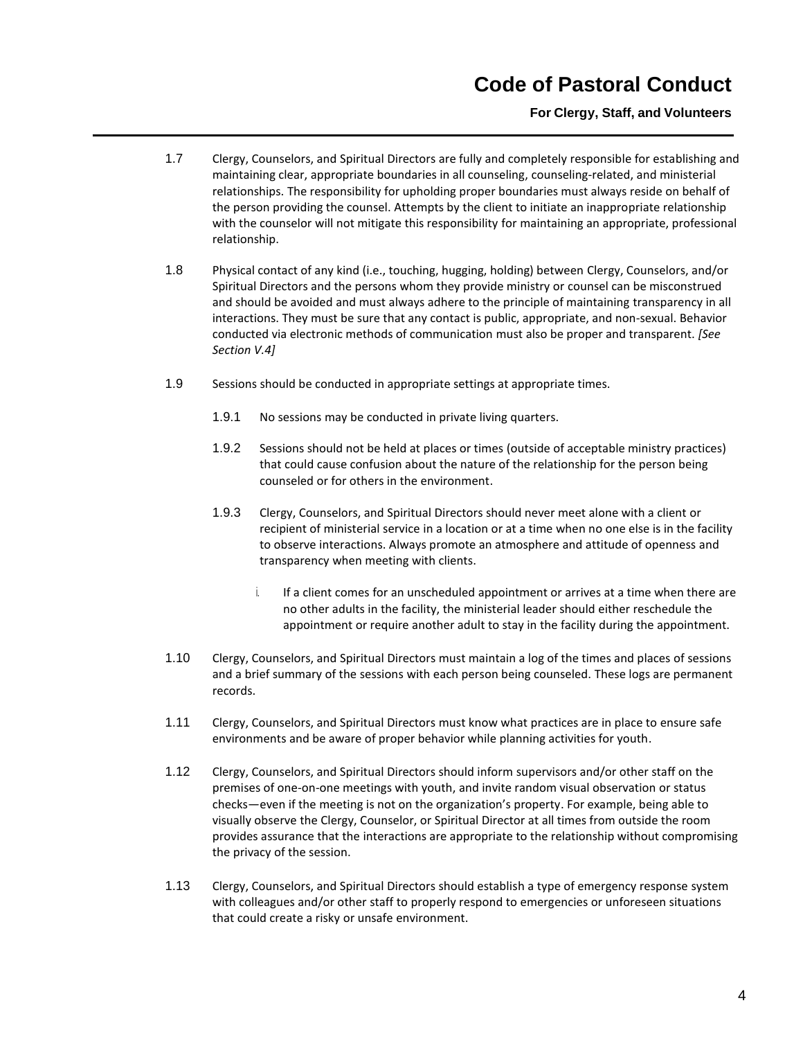1.7 Clergy, Counselors, and Spiritual Directors are fully and completely responsible for establishing and maintaining clear, appropriate boundaries in all counseling, counseling-related, and ministerial relationships. The responsibility for upholding proper boundaries must always reside on behalf of the person providing the counsel. Attempts by the client to initiate an inappropriate relationship with the counselor will not mitigate this responsibility for maintaining an appropriate, professional relationship.

1.8 Physical contact of any kind (i.e., touching, hugging, holding) between Clergy, Counselors, and/or Spiritual Directors and the persons whom they provide ministry or counsel can be misconstrued and should be avoided and must always adhere to the principle of maintaining transparency in all interactions. They must be sure that any contact is public, appropriate, and non-sexual. Behavior conducted via electronic methods of communication must also be proper and transparent. *[See Section V.4]*

1.9 Sessions should be conducted in appropriate settings at appropriate times.

1.9.1 No sessions may be conducted in private living quarters.

1.9.2 Sessions should not be held at places or times (outside of acceptable ministry practices) that could cause confusion about the nature of the relationship for the person being counseled or for others in the environment.

1.9.3 Clergy, Counselors, and Spiritual Directors should never meet alone with a client or recipient of ministerial service in a location or at a time when no one else is in the facility to observe interactions. Always promote an atmosphere and attitude of openness and transparency when meeting with clients.

i. If a client comes for an unscheduled appointment or arrives at a time when there are no other adults in the facility, the ministerial leader should either reschedule the appointment or require another adult to stay in the facility during the appointment.

1.10 Clergy, Counselors, and Spiritual Directors must maintain a log of the times and places of sessions and a brief summary of the sessions with each person being counseled. These logs are permanent records.

1.11 Clergy, Counselors, and Spiritual Directors must know what practices are in place to ensure safe environments and be aware of proper behavior while planning activities for youth.

1.12 Clergy, Counselors, and Spiritual Directors should inform supervisors and/or other staff on the premises of one-on-one meetings with youth, and invite random visual observation or status checks—even if the meeting is not on the organization's property. For example, being able to visually observe the Clergy, Counselor, or Spiritual Director at all times from outside the room provides assurance that the interactions are appropriate to the relationship without compromising the privacy of the session.

1.13 Clergy, Counselors, and Spiritual Directors should establish a type of emergency response system with colleagues and/or other staff to properly respond to emergencies or unforeseen situations that could create a risky or unsafe environment.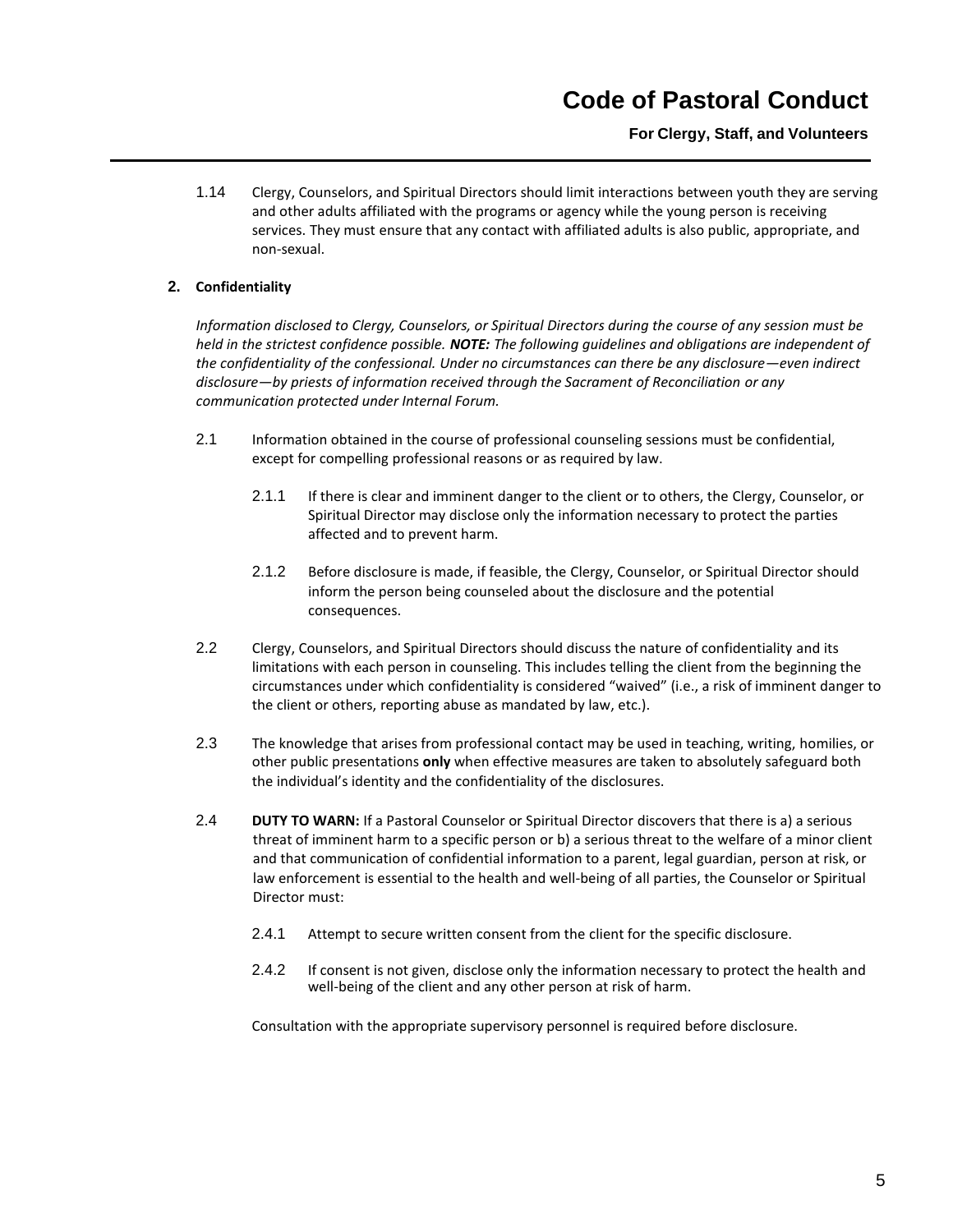1.14 Clergy, Counselors, and Spiritual Directors should limit interactions between youth they are serving and other adults affiliated with the programs or agency while the young person is receiving services. They must ensure that any contact with affiliated adults is also public, appropriate, and non-sexual.

## 2. Confidentiality

*Information disclosed to Clergy, Counselors, or Spiritual Directors during the course of any session must be held in the strictest confidence possible.* ***NOTE:*** *The following guidelines and obligations are independent of the confidentiality of the confessional. Under no circumstances can there be any disclosure—even indirect disclosure—by priests of information received through the Sacrament of Reconciliation or any communication protected under Internal Forum.*

2.1 Information obtained in the course of professional counseling sessions must be confidential, except for compelling professional reasons or as required by law.

2.1.1 If there is clear and imminent danger to the client or to others, the Clergy, Counselor, or Spiritual Director may disclose only the information necessary to protect the parties affected and to prevent harm.

2.1.2 Before disclosure is made, if feasible, the Clergy, Counselor, or Spiritual Director should inform the person being counseled about the disclosure and the potential consequences.

2.2 Clergy, Counselors, and Spiritual Directors should discuss the nature of confidentiality and its limitations with each person in counseling. This includes telling the client from the beginning the circumstances under which confidentiality is considered "waived" (i.e., a risk of imminent danger to the client or others, reporting abuse as mandated by law, etc.).

2.3 The knowledge that arises from professional contact may be used in teaching, writing, homilies, or other public presentations **only** when effective measures are taken to absolutely safeguard both the individual's identity and the confidentiality of the disclosures.

2.4 **DUTY TO WARN:** If a Pastoral Counselor or Spiritual Director discovers that there is a) a serious threat of imminent harm to a specific person or b) a serious threat to the welfare of a minor client and that communication of confidential information to a parent, legal guardian, person at risk, or law enforcement is essential to the health and well-being of all parties, the Counselor or Spiritual Director must:

2.4.1 Attempt to secure written consent from the client for the specific disclosure.

2.4.2 If consent is not given, disclose only the information necessary to protect the health and well-being of the client and any other person at risk of harm.

Consultation with the appropriate supervisory personnel is required before disclosure.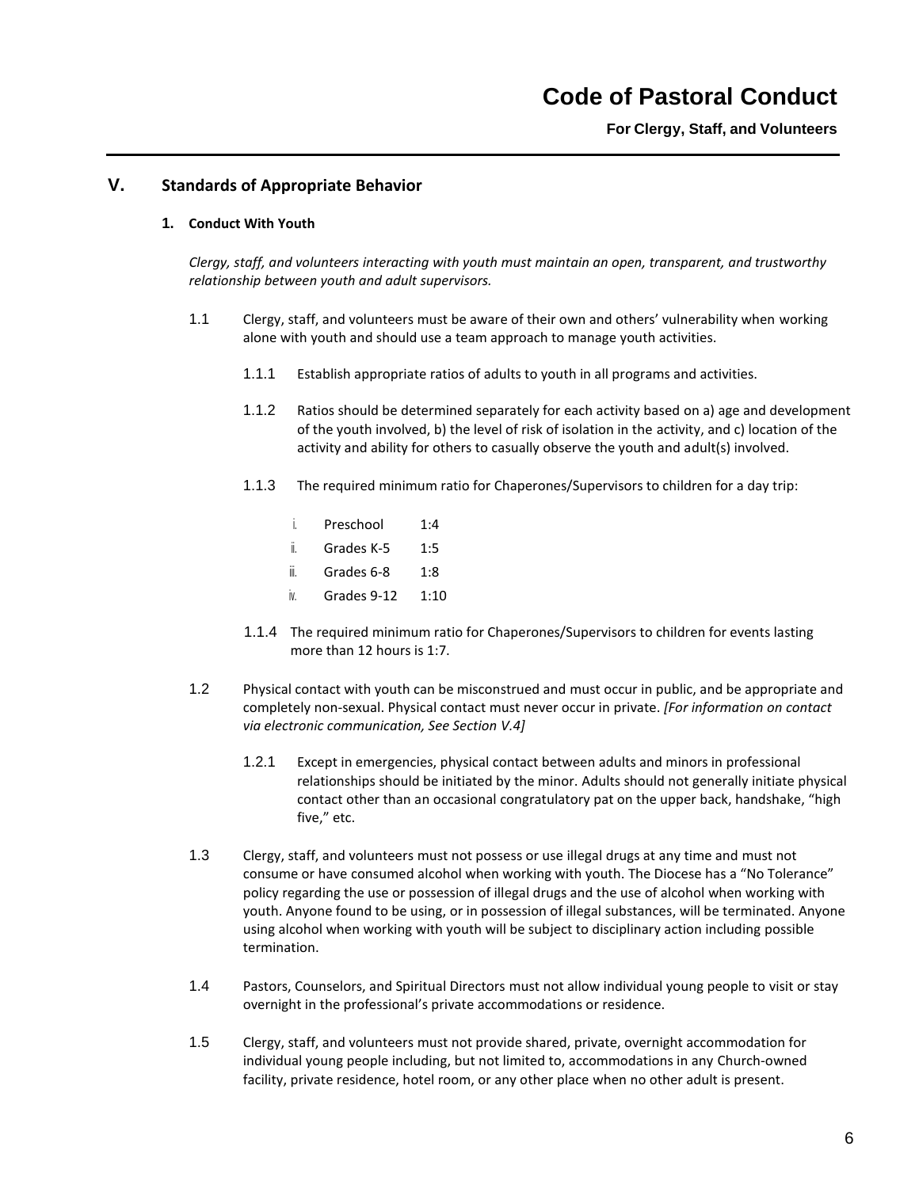## V. Standards of Appropriate Behavior

### 1. Conduct With Youth

*Clergy, staff, and volunteers interacting with youth must maintain an open, transparent, and trustworthy relationship between youth and adult supervisors.*

1.1 Clergy, staff, and volunteers must be aware of their own and others' vulnerability when working alone with youth and should use a team approach to manage youth activities.

1.1.1 Establish appropriate ratios of adults to youth in all programs and activities.

1.1.2 Ratios should be determined separately for each activity based on a) age and development of the youth involved, b) the level of risk of isolation in the activity, and c) location of the activity and ability for others to casually observe the youth and adult(s) involved.

1.1.3 The required minimum ratio for Chaperones/Supervisors to children for a day trip:

i. Preschool 1:4
ii. Grades K-5 1:5
iii. Grades 6-8 1:8
iv. Grades 9-12 1:10

1.1.4 The required minimum ratio for Chaperones/Supervisors to children for events lasting more than 12 hours is 1:7.

1.2 Physical contact with youth can be misconstrued and must occur in public, and be appropriate and completely non-sexual. Physical contact must never occur in private. *[For information on contact via electronic communication, See Section V.4]*

1.2.1 Except in emergencies, physical contact between adults and minors in professional relationships should be initiated by the minor. Adults should not generally initiate physical contact other than an occasional congratulatory pat on the upper back, handshake, "high five," etc.

1.3 Clergy, staff, and volunteers must not possess or use illegal drugs at any time and must not consume or have consumed alcohol when working with youth. The Diocese has a "No Tolerance" policy regarding the use or possession of illegal drugs and the use of alcohol when working with youth. Anyone found to be using, or in possession of illegal substances, will be terminated. Anyone using alcohol when working with youth will be subject to disciplinary action including possible termination.

1.4 Pastors, Counselors, and Spiritual Directors must not allow individual young people to visit or stay overnight in the professional's private accommodations or residence.

1.5 Clergy, staff, and volunteers must not provide shared, private, overnight accommodation for individual young people including, but not limited to, accommodations in any Church-owned facility, private residence, hotel room, or any other place when no other adult is present.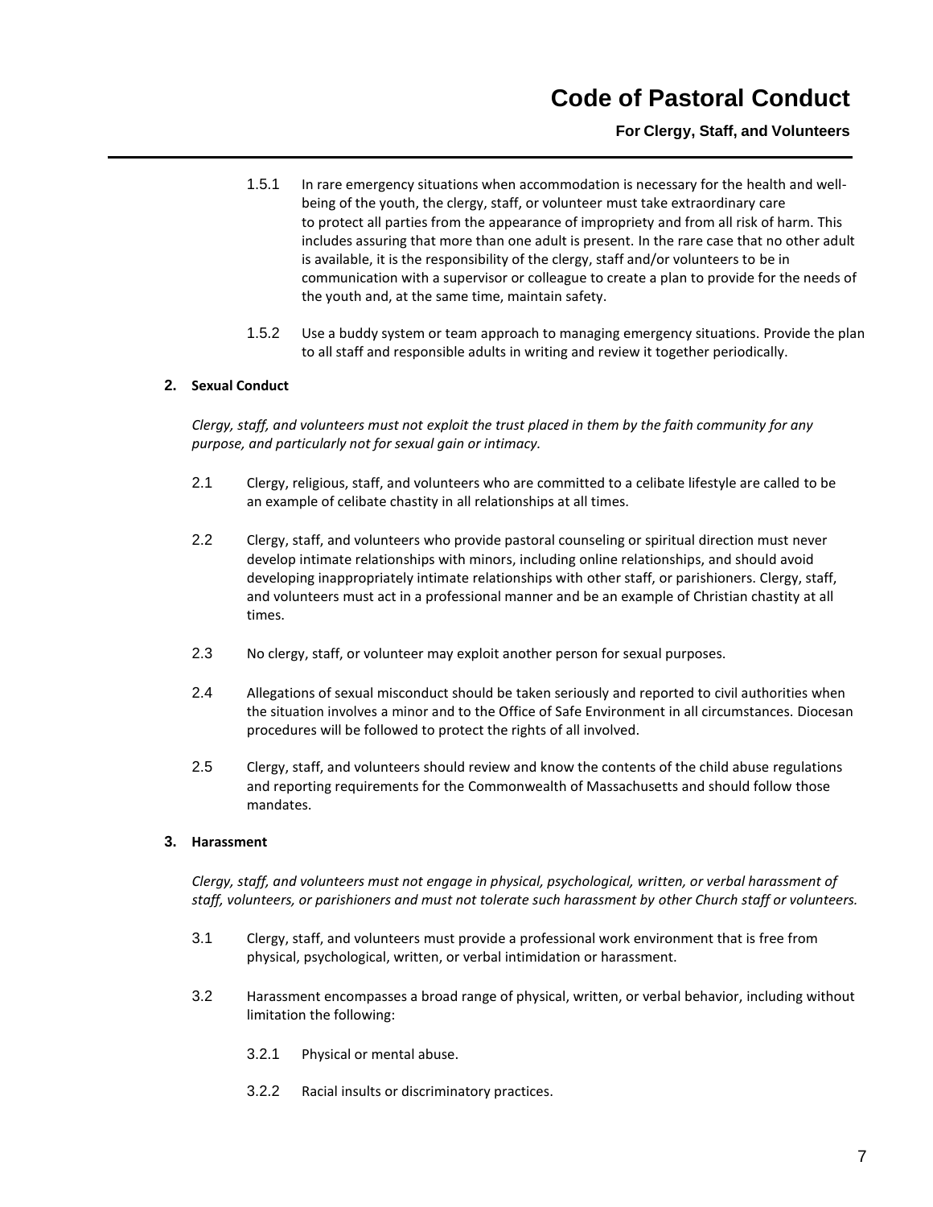1.5.1 In rare emergency situations when accommodation is necessary for the health and well-being of the youth, the clergy, staff, or volunteer must take extraordinary care to protect all parties from the appearance of impropriety and from all risk of harm. This includes assuring that more than one adult is present. In the rare case that no other adult is available, it is the responsibility of the clergy, staff and/or volunteers to be in communication with a supervisor or colleague to create a plan to provide for the needs of the youth and, at the same time, maintain safety.

1.5.2 Use a buddy system or team approach to managing emergency situations. Provide the plan to all staff and responsible adults in writing and review it together periodically.

## 2. Sexual Conduct

*Clergy, staff, and volunteers must not exploit the trust placed in them by the faith community for any purpose, and particularly not for sexual gain or intimacy.*

2.1 Clergy, religious, staff, and volunteers who are committed to a celibate lifestyle are called to be an example of celibate chastity in all relationships at all times.

2.2 Clergy, staff, and volunteers who provide pastoral counseling or spiritual direction must never develop intimate relationships with minors, including online relationships, and should avoid developing inappropriately intimate relationships with other staff, or parishioners. Clergy, staff, and volunteers must act in a professional manner and be an example of Christian chastity at all times.

2.3 No clergy, staff, or volunteer may exploit another person for sexual purposes.

2.4 Allegations of sexual misconduct should be taken seriously and reported to civil authorities when the situation involves a minor and to the Office of Safe Environment in all circumstances. Diocesan procedures will be followed to protect the rights of all involved.

2.5 Clergy, staff, and volunteers should review and know the contents of the child abuse regulations and reporting requirements for the Commonwealth of Massachusetts and should follow those mandates.

## 3. Harassment

*Clergy, staff, and volunteers must not engage in physical, psychological, written, or verbal harassment of staff, volunteers, or parishioners and must not tolerate such harassment by other Church staff or volunteers.*

3.1 Clergy, staff, and volunteers must provide a professional work environment that is free from physical, psychological, written, or verbal intimidation or harassment.

3.2 Harassment encompasses a broad range of physical, written, or verbal behavior, including without limitation the following:

3.2.1 Physical or mental abuse.

3.2.2 Racial insults or discriminatory practices.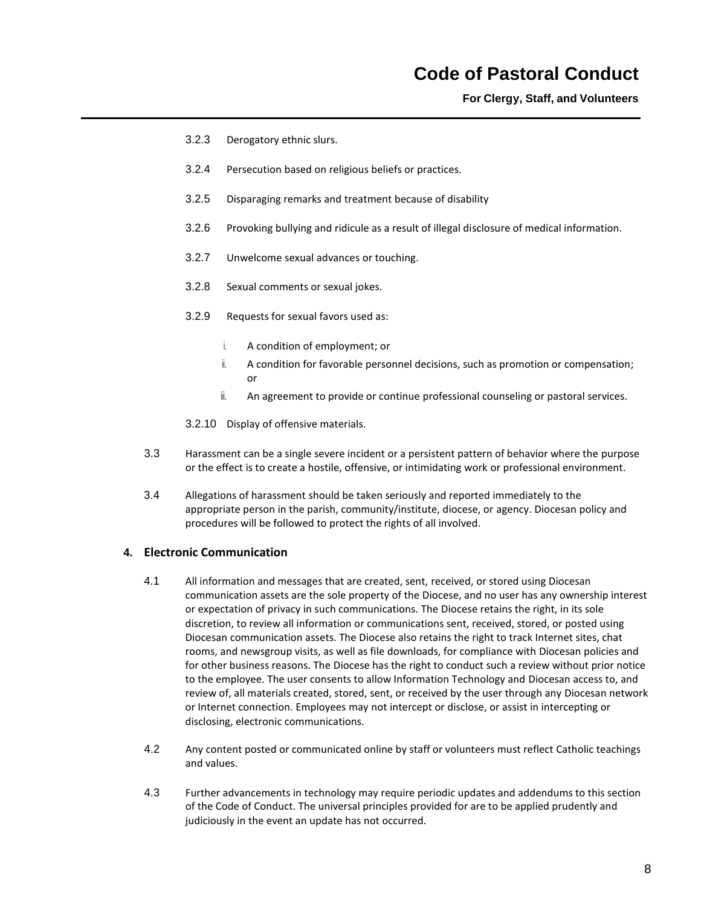3.2.3 Derogatory ethnic slurs.

3.2.4 Persecution based on religious beliefs or practices.

3.2.5 Disparaging remarks and treatment because of disability

3.2.6 Provoking bullying and ridicule as a result of illegal disclosure of medical information.

3.2.7 Unwelcome sexual advances or touching.

3.2.8 Sexual comments or sexual jokes.

3.2.9 Requests for sexual favors used as:

i. A condition of employment; or

ii. A condition for favorable personnel decisions, such as promotion or compensation; or

iii. An agreement to provide or continue professional counseling or pastoral services.

3.2.10 Display of offensive materials.

3.3 Harassment can be a single severe incident or a persistent pattern of behavior where the purpose or the effect is to create a hostile, offensive, or intimidating work or professional environment.

3.4 Allegations of harassment should be taken seriously and reported immediately to the appropriate person in the parish, community/institute, diocese, or agency. Diocesan policy and procedures will be followed to protect the rights of all involved.

## 4. Electronic Communication

4.1 All information and messages that are created, sent, received, or stored using Diocesan communication assets are the sole property of the Diocese, and no user has any ownership interest or expectation of privacy in such communications. The Diocese retains the right, in its sole discretion, to review all information or communications sent, received, stored, or posted using Diocesan communication assets. The Diocese also retains the right to track Internet sites, chat rooms, and newsgroup visits, as well as file downloads, for compliance with Diocesan policies and for other business reasons. The Diocese has the right to conduct such a review without prior notice to the employee. The user consents to allow Information Technology and Diocesan access to, and review of, all materials created, stored, sent, or received by the user through any Diocesan network or Internet connection. Employees may not intercept or disclose, or assist in intercepting or disclosing, electronic communications.

4.2 Any content posted or communicated online by staff or volunteers must reflect Catholic teachings and values.

4.3 Further advancements in technology may require periodic updates and addendums to this section of the Code of Conduct. The universal principles provided for are to be applied prudently and judiciously in the event an update has not occurred.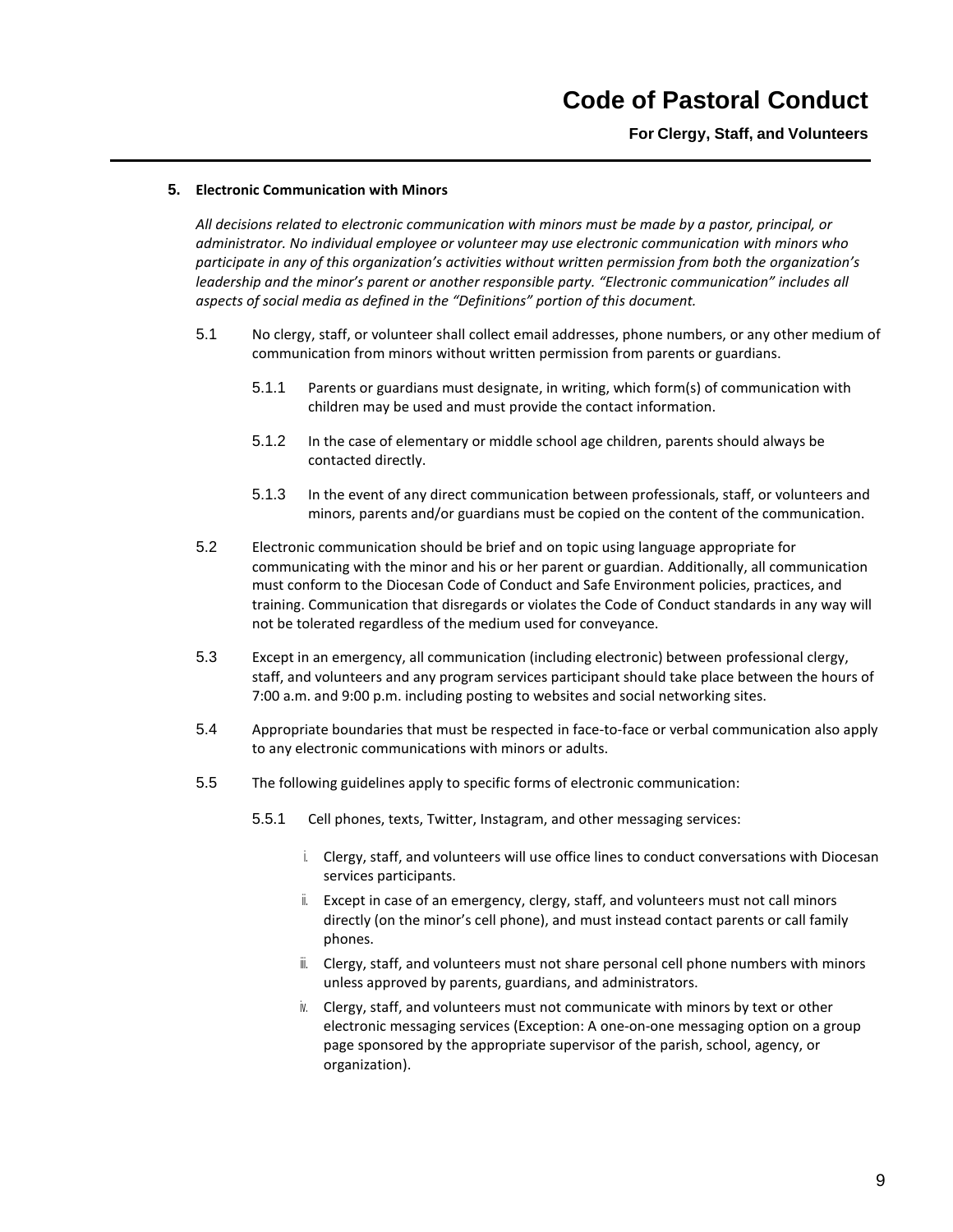### 5. Electronic Communication with Minors

*All decisions related to electronic communication with minors must be made by a pastor, principal, or administrator. No individual employee or volunteer may use electronic communication with minors who participate in any of this organization's activities without written permission from both the organization's leadership and the minor's parent or another responsible party. "Electronic communication" includes all aspects of social media as defined in the "Definitions" portion of this document.*

5.1 No clergy, staff, or volunteer shall collect email addresses, phone numbers, or any other medium of communication from minors without written permission from parents or guardians.

5.1.1 Parents or guardians must designate, in writing, which form(s) of communication with children may be used and must provide the contact information.

5.1.2 In the case of elementary or middle school age children, parents should always be contacted directly.

5.1.3 In the event of any direct communication between professionals, staff, or volunteers and minors, parents and/or guardians must be copied on the content of the communication.

5.2 Electronic communication should be brief and on topic using language appropriate for communicating with the minor and his or her parent or guardian. Additionally, all communication must conform to the Diocesan Code of Conduct and Safe Environment policies, practices, and training. Communication that disregards or violates the Code of Conduct standards in any way will not be tolerated regardless of the medium used for conveyance.

5.3 Except in an emergency, all communication (including electronic) between professional clergy, staff, and volunteers and any program services participant should take place between the hours of 7:00 a.m. and 9:00 p.m. including posting to websites and social networking sites.

5.4 Appropriate boundaries that must be respected in face-to-face or verbal communication also apply to any electronic communications with minors or adults.

5.5 The following guidelines apply to specific forms of electronic communication:

5.5.1 Cell phones, texts, Twitter, Instagram, and other messaging services:

i. Clergy, staff, and volunteers will use office lines to conduct conversations with Diocesan services participants.

ii. Except in case of an emergency, clergy, staff, and volunteers must not call minors directly (on the minor's cell phone), and must instead contact parents or call family phones.

iii. Clergy, staff, and volunteers must not share personal cell phone numbers with minors unless approved by parents, guardians, and administrators.

iv. Clergy, staff, and volunteers must not communicate with minors by text or other electronic messaging services (Exception: A one-on-one messaging option on a group page sponsored by the appropriate supervisor of the parish, school, agency, or organization).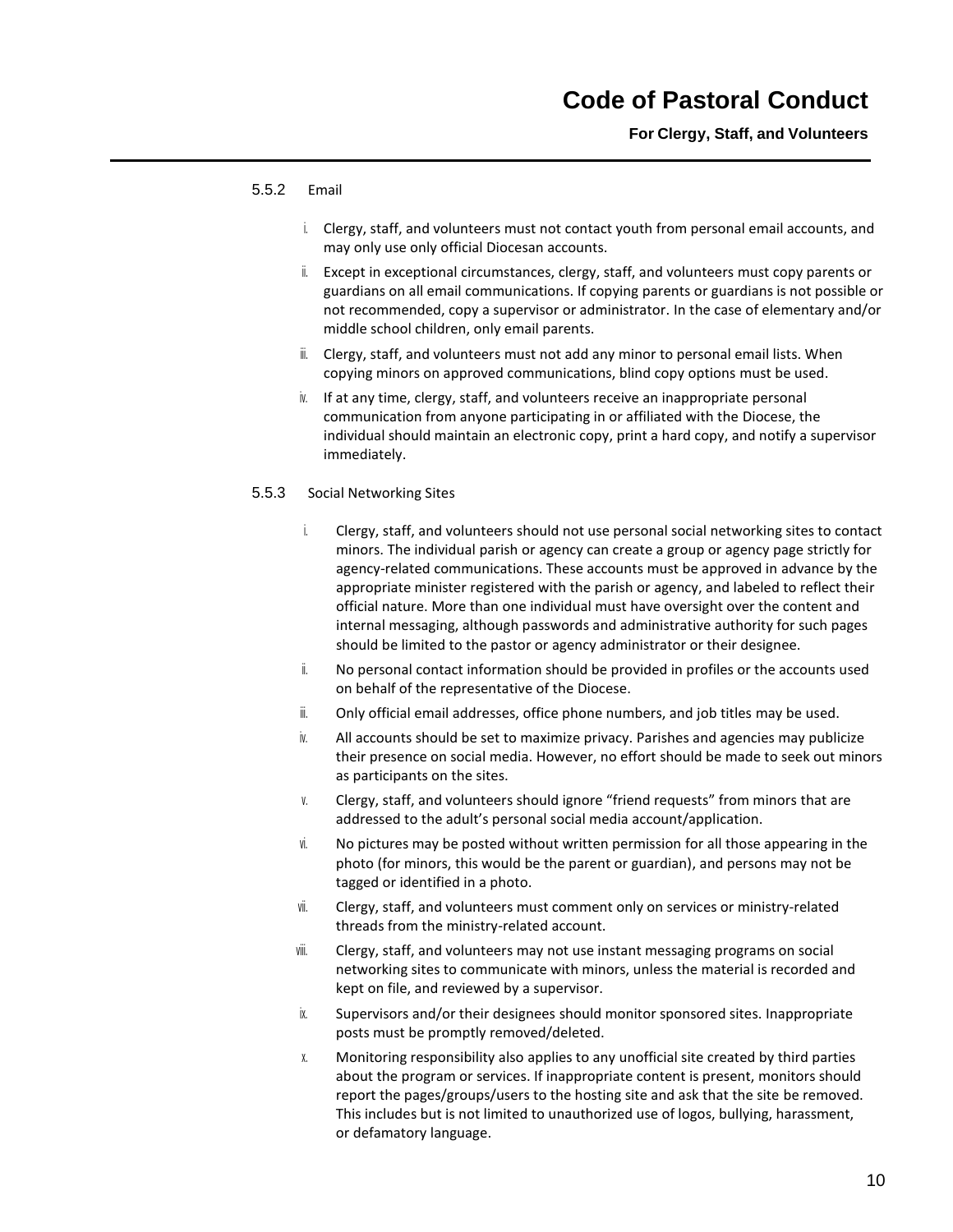5.5.2 Email

i. Clergy, staff, and volunteers must not contact youth from personal email accounts, and may only use only official Diocesan accounts.
ii. Except in exceptional circumstances, clergy, staff, and volunteers must copy parents or guardians on all email communications. If copying parents or guardians is not possible or not recommended, copy a supervisor or administrator. In the case of elementary and/or middle school children, only email parents.
iii. Clergy, staff, and volunteers must not add any minor to personal email lists. When copying minors on approved communications, blind copy options must be used.
iv. If at any time, clergy, staff, and volunteers receive an inappropriate personal communication from anyone participating in or affiliated with the Diocese, the individual should maintain an electronic copy, print a hard copy, and notify a supervisor immediately.

5.5.3 Social Networking Sites

i. Clergy, staff, and volunteers should not use personal social networking sites to contact minors. The individual parish or agency can create a group or agency page strictly for agency-related communications. These accounts must be approved in advance by the appropriate minister registered with the parish or agency, and labeled to reflect their official nature. More than one individual must have oversight over the content and internal messaging, although passwords and administrative authority for such pages should be limited to the pastor or agency administrator or their designee.
ii. No personal contact information should be provided in profiles or the accounts used on behalf of the representative of the Diocese.
iii. Only official email addresses, office phone numbers, and job titles may be used.
iv. All accounts should be set to maximize privacy. Parishes and agencies may publicize their presence on social media. However, no effort should be made to seek out minors as participants on the sites.
v. Clergy, staff, and volunteers should ignore “friend requests” from minors that are addressed to the adult’s personal social media account/application.
vi. No pictures may be posted without written permission for all those appearing in the photo (for minors, this would be the parent or guardian), and persons may not be tagged or identified in a photo.
vii. Clergy, staff, and volunteers must comment only on services or ministry-related threads from the ministry-related account.
viii. Clergy, staff, and volunteers may not use instant messaging programs on social networking sites to communicate with minors, unless the material is recorded and kept on file, and reviewed by a supervisor.
ix. Supervisors and/or their designees should monitor sponsored sites. Inappropriate posts must be promptly removed/deleted.
x. Monitoring responsibility also applies to any unofficial site created by third parties about the program or services. If inappropriate content is present, monitors should report the pages/groups/users to the hosting site and ask that the site be removed. This includes but is not limited to unauthorized use of logos, bullying, harassment, or defamatory language.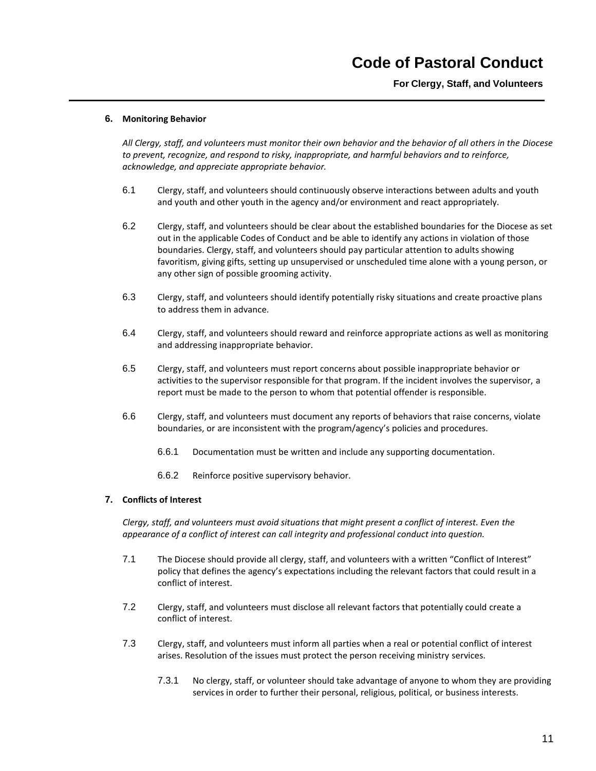## 6. Monitoring Behavior

*All Clergy, staff, and volunteers must monitor their own behavior and the behavior of all others in the Diocese to prevent, recognize, and respond to risky, inappropriate, and harmful behaviors and to reinforce, acknowledge, and appreciate appropriate behavior.*

6.1 Clergy, staff, and volunteers should continuously observe interactions between adults and youth and youth and other youth in the agency and/or environment and react appropriately.

6.2 Clergy, staff, and volunteers should be clear about the established boundaries for the Diocese as set out in the applicable Codes of Conduct and be able to identify any actions in violation of those boundaries. Clergy, staff, and volunteers should pay particular attention to adults showing favoritism, giving gifts, setting up unsupervised or unscheduled time alone with a young person, or any other sign of possible grooming activity.

6.3 Clergy, staff, and volunteers should identify potentially risky situations and create proactive plans to address them in advance.

6.4 Clergy, staff, and volunteers should reward and reinforce appropriate actions as well as monitoring and addressing inappropriate behavior.

6.5 Clergy, staff, and volunteers must report concerns about possible inappropriate behavior or activities to the supervisor responsible for that program. If the incident involves the supervisor, a report must be made to the person to whom that potential offender is responsible.

6.6 Clergy, staff, and volunteers must document any reports of behaviors that raise concerns, violate boundaries, or are inconsistent with the program/agency's policies and procedures.

6.6.1 Documentation must be written and include any supporting documentation.

6.6.2 Reinforce positive supervisory behavior.

## 7. Conflicts of Interest

*Clergy, staff, and volunteers must avoid situations that might present a conflict of interest. Even the appearance of a conflict of interest can call integrity and professional conduct into question.*

7.1 The Diocese should provide all clergy, staff, and volunteers with a written "Conflict of Interest" policy that defines the agency's expectations including the relevant factors that could result in a conflict of interest.

7.2 Clergy, staff, and volunteers must disclose all relevant factors that potentially could create a conflict of interest.

7.3 Clergy, staff, and volunteers must inform all parties when a real or potential conflict of interest arises. Resolution of the issues must protect the person receiving ministry services.

7.3.1 No clergy, staff, or volunteer should take advantage of anyone to whom they are providing services in order to further their personal, religious, political, or business interests.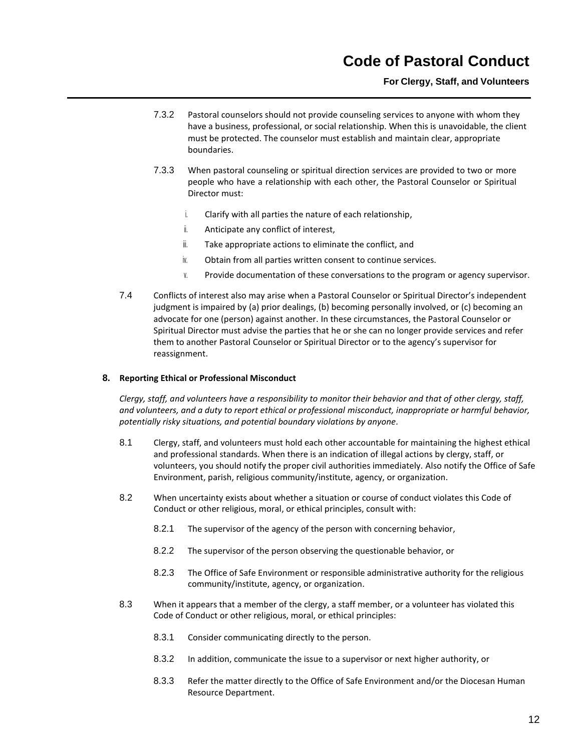7.3.2 Pastoral counselors should not provide counseling services to anyone with whom they have a business, professional, or social relationship. When this is unavoidable, the client must be protected. The counselor must establish and maintain clear, appropriate boundaries.

7.3.3 When pastoral counseling or spiritual direction services are provided to two or more people who have a relationship with each other, the Pastoral Counselor or Spiritual Director must:

i. Clarify with all parties the nature of each relationship,
ii. Anticipate any conflict of interest,
iii. Take appropriate actions to eliminate the conflict, and
iv. Obtain from all parties written consent to continue services.
v. Provide documentation of these conversations to the program or agency supervisor.

7.4 Conflicts of interest also may arise when a Pastoral Counselor or Spiritual Director's independent judgment is impaired by (a) prior dealings, (b) becoming personally involved, or (c) becoming an advocate for one (person) against another. In these circumstances, the Pastoral Counselor or Spiritual Director must advise the parties that he or she can no longer provide services and refer them to another Pastoral Counselor or Spiritual Director or to the agency's supervisor for reassignment.

## 8. Reporting Ethical or Professional Misconduct

*Clergy, staff, and volunteers have a responsibility to monitor their behavior and that of other clergy, staff, and volunteers, and a duty to report ethical or professional misconduct, inappropriate or harmful behavior, potentially risky situations, and potential boundary violations by anyone.*

8.1 Clergy, staff, and volunteers must hold each other accountable for maintaining the highest ethical and professional standards. When there is an indication of illegal actions by clergy, staff, or volunteers, you should notify the proper civil authorities immediately. Also notify the Office of Safe Environment, parish, religious community/institute, agency, or organization.

8.2 When uncertainty exists about whether a situation or course of conduct violates this Code of Conduct or other religious, moral, or ethical principles, consult with:

8.2.1 The supervisor of the agency of the person with concerning behavior,

8.2.2 The supervisor of the person observing the questionable behavior, or

8.2.3 The Office of Safe Environment or responsible administrative authority for the religious community/institute, agency, or organization.

8.3 When it appears that a member of the clergy, a staff member, or a volunteer has violated this Code of Conduct or other religious, moral, or ethical principles:

8.3.1 Consider communicating directly to the person.

8.3.2 In addition, communicate the issue to a supervisor or next higher authority, or

8.3.3 Refer the matter directly to the Office of Safe Environment and/or the Diocesan Human Resource Department.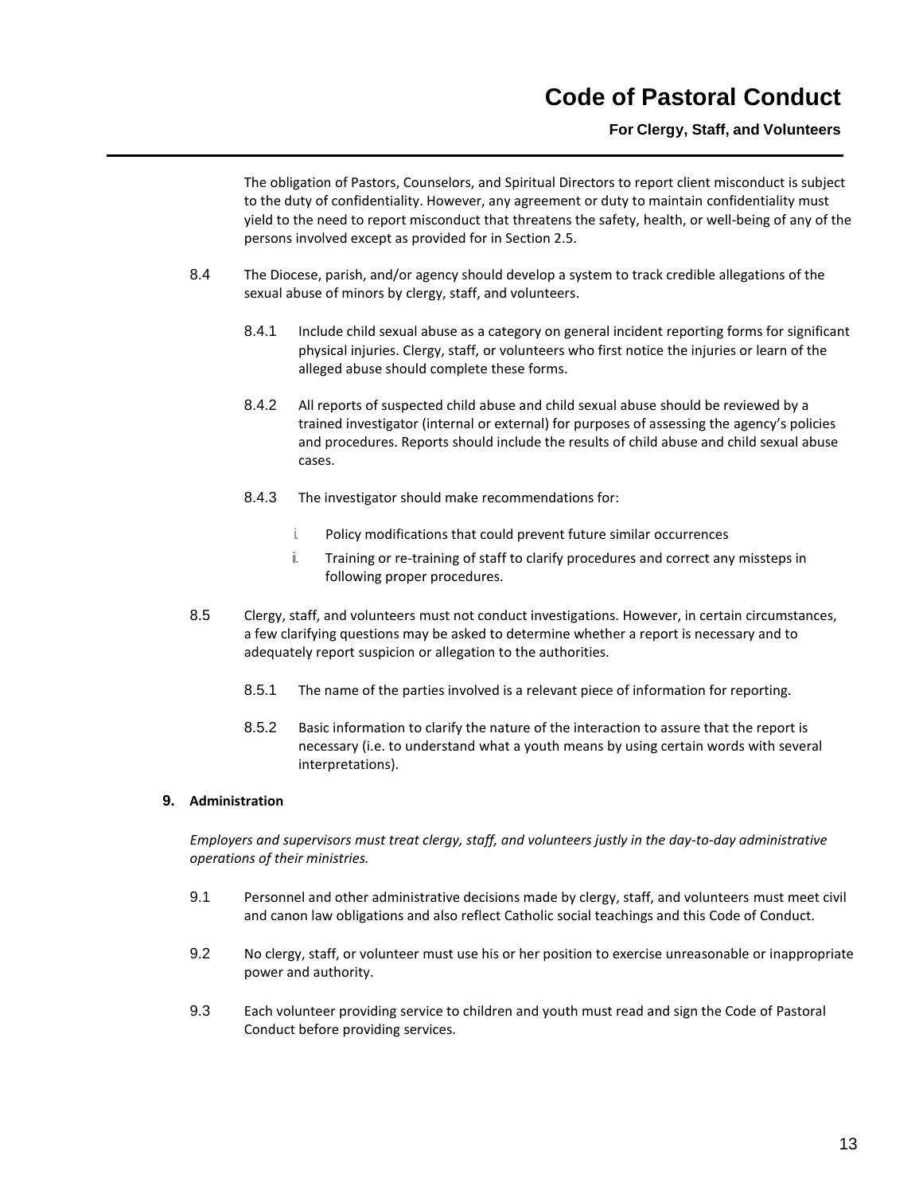The obligation of Pastors, Counselors, and Spiritual Directors to report client misconduct is subject to the duty of confidentiality. However, any agreement or duty to maintain confidentiality must yield to the need to report misconduct that threatens the safety, health, or well-being of any of the persons involved except as provided for in Section 2.5.

8.4 The Diocese, parish, and/or agency should develop a system to track credible allegations of the sexual abuse of minors by clergy, staff, and volunteers.

8.4.1 Include child sexual abuse as a category on general incident reporting forms for significant physical injuries. Clergy, staff, or volunteers who first notice the injuries or learn of the alleged abuse should complete these forms.

8.4.2 All reports of suspected child abuse and child sexual abuse should be reviewed by a trained investigator (internal or external) for purposes of assessing the agency's policies and procedures. Reports should include the results of child abuse and child sexual abuse cases.

8.4.3 The investigator should make recommendations for:

i. Policy modifications that could prevent future similar occurrences

ii. Training or re-training of staff to clarify procedures and correct any missteps in following proper procedures.

8.5 Clergy, staff, and volunteers must not conduct investigations. However, in certain circumstances, a few clarifying questions may be asked to determine whether a report is necessary and to adequately report suspicion or allegation to the authorities.

8.5.1 The name of the parties involved is a relevant piece of information for reporting.

8.5.2 Basic information to clarify the nature of the interaction to assure that the report is necessary (i.e. to understand what a youth means by using certain words with several interpretations).

## 9. Administration

*Employers and supervisors must treat clergy, staff, and volunteers justly in the day-to-day administrative operations of their ministries.*

9.1 Personnel and other administrative decisions made by clergy, staff, and volunteers must meet civil and canon law obligations and also reflect Catholic social teachings and this Code of Conduct.

9.2 No clergy, staff, or volunteer must use his or her position to exercise unreasonable or inappropriate power and authority.

9.3 Each volunteer providing service to children and youth must read and sign the Code of Pastoral Conduct before providing services.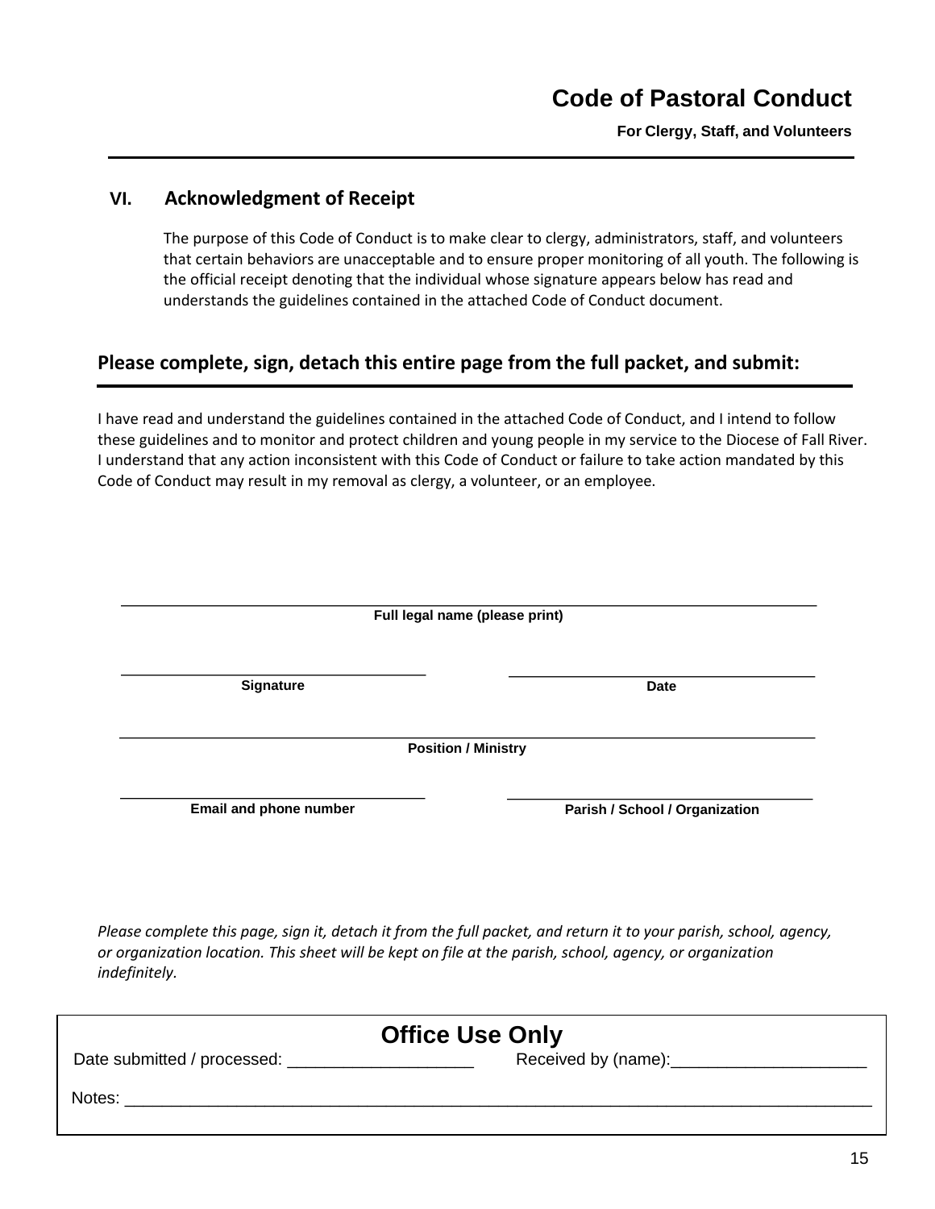# Code of Pastoral Conduct

**For Clergy, Staff, and Volunteers**

## VI. Acknowledgment of Receipt

The purpose of this Code of Conduct is to make clear to clergy, administrators, staff, and volunteers that certain behaviors are unacceptable and to ensure proper monitoring of all youth. The following is the official receipt denoting that the individual whose signature appears below has read and understands the guidelines contained in the attached Code of Conduct document.

## Please complete, sign, detach this entire page from the full packet, and submit:

I have read and understand the guidelines contained in the attached Code of Conduct, and I intend to follow these guidelines and to monitor and protect children and young people in my service to the Diocese of Fall River. I understand that any action inconsistent with this Code of Conduct or failure to take action mandated by this Code of Conduct may result in my removal as clergy, a volunteer, or an employee.

\_\_\_\_\_\_\_\_\_\_\_\_\_\_\_\_\_\_\_\_\_\_\_\_\_\_\_\_\_\_\_\_\_\_\_\_\_\_\_\_\_\_\_\_\_\_\_\_\_\_\_\_\_\_\_\_\_\_\_\_

**Full legal name (please print)**

\_\_\_\_\_\_\_\_\_\_\_\_\_\_\_\_\_\_\_\_\_\_\_\_\_\_\_\_ \_\_\_\_\_\_\_\_\_\_\_\_\_\_\_\_\_\_\_\_\_\_\_\_\_\_\_\_

**Signature** **Date**

\_\_\_\_\_\_\_\_\_\_\_\_\_\_\_\_\_\_\_\_\_\_\_\_\_\_\_\_\_\_\_\_\_\_\_\_\_\_\_\_\_\_\_\_\_\_\_\_\_\_\_\_\_\_\_\_\_\_\_\_

**Position / Ministry**

\_\_\_\_\_\_\_\_\_\_\_\_\_\_\_\_\_\_\_\_\_\_\_\_\_\_\_\_ \_\_\_\_\_\_\_\_\_\_\_\_\_\_\_\_\_\_\_\_\_\_\_\_\_\_\_\_

**Email and phone number** **Parish / School / Organization**

*Please complete this page, sign it, detach it from the full packet, and return it to your parish, school, agency, or organization location. This sheet will be kept on file at the parish, school, agency, or organization indefinitely.*

## Office Use Only

Date submitted / processed: \_\_\_\_\_\_\_\_\_\_\_\_\_\_\_\_\_\_\_\_ Received by (name):\_\_\_\_\_\_\_\_\_\_\_\_\_\_\_\_\_\_\_\_

Notes: \_\_\_\_\_\_\_\_\_\_\_\_\_\_\_\_\_\_\_\_\_\_\_\_\_\_\_\_\_\_\_\_\_\_\_\_\_\_\_\_\_\_\_\_\_\_\_\_\_\_\_\_\_\_\_\_\_\_\_\_\_\_\_\_\_\_\_\_\_\_